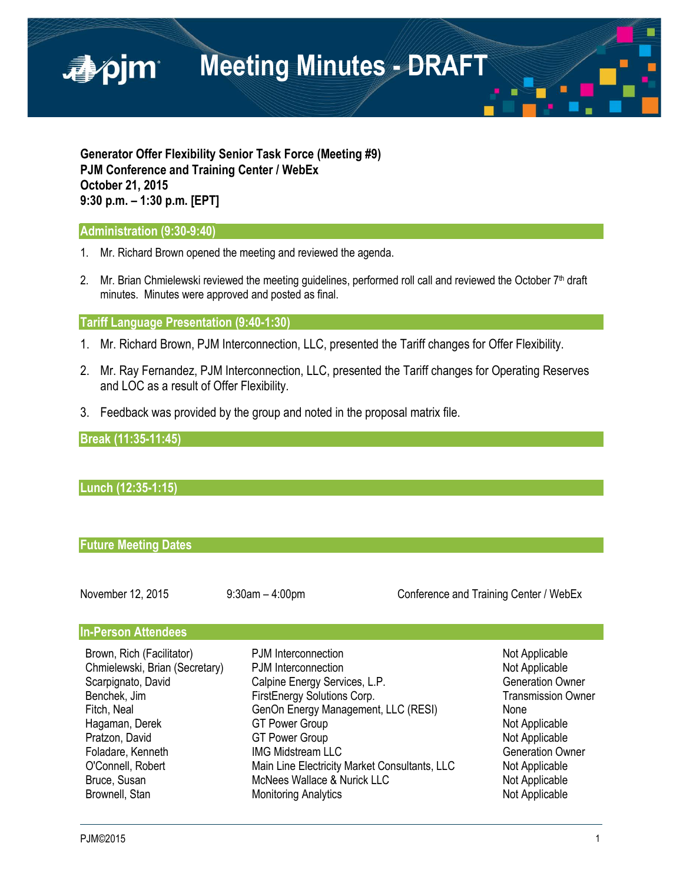# Meeting Minutes - DRAFT

**Generator Offer Flexibility Senior Task Force (Meeting #9)**
**PJM Conference and Training Center / WebEx**
**October 21, 2015**
**9:30 p.m. – 1:30 p.m. [EPT]**

## Administration (9:30-9:40)

1. Mr. Richard Brown opened the meeting and reviewed the agenda.

2. Mr. Brian Chmielewski reviewed the meeting guidelines, performed roll call and reviewed the October 7th draft minutes. Minutes were approved and posted as final.

## Tariff Language Presentation (9:40-1:30)

1. Mr. Richard Brown, PJM Interconnection, LLC, presented the Tariff changes for Offer Flexibility.

2. Mr. Ray Fernandez, PJM Interconnection, LLC, presented the Tariff changes for Operating Reserves and LOC as a result of Offer Flexibility.

3. Feedback was provided by the group and noted in the proposal matrix file.

## Break (11:35-11:45)

## Lunch (12:35-1:15)

## Future Meeting Dates

| | | |
|---|---|---|
| November 12, 2015 | 9:30am – 4:00pm | Conference and Training Center / WebEx |

## In-Person Attendees

| | | |
|---|---|---|
| Brown, Rich (Facilitator) | PJM Interconnection | Not Applicable |
| Chmielewski, Brian (Secretary) | PJM Interconnection | Not Applicable |
| Scarpignato, David | Calpine Energy Services, L.P. | Generation Owner |
| Benchek, Jim | FirstEnergy Solutions Corp. | Transmission Owner |
| Fitch, Neal | GenOn Energy Management, LLC (RESI) | None |
| Hagaman, Derek | GT Power Group | Not Applicable |
| Pratzon, David | GT Power Group | Not Applicable |
| Foladare, Kenneth | IMG Midstream LLC | Generation Owner |
| O'Connell, Robert | Main Line Electricity Market Consultants, LLC | Not Applicable |
| Bruce, Susan | McNees Wallace & Nurick LLC | Not Applicable |
| Brownell, Stan | Monitoring Analytics | Not Applicable |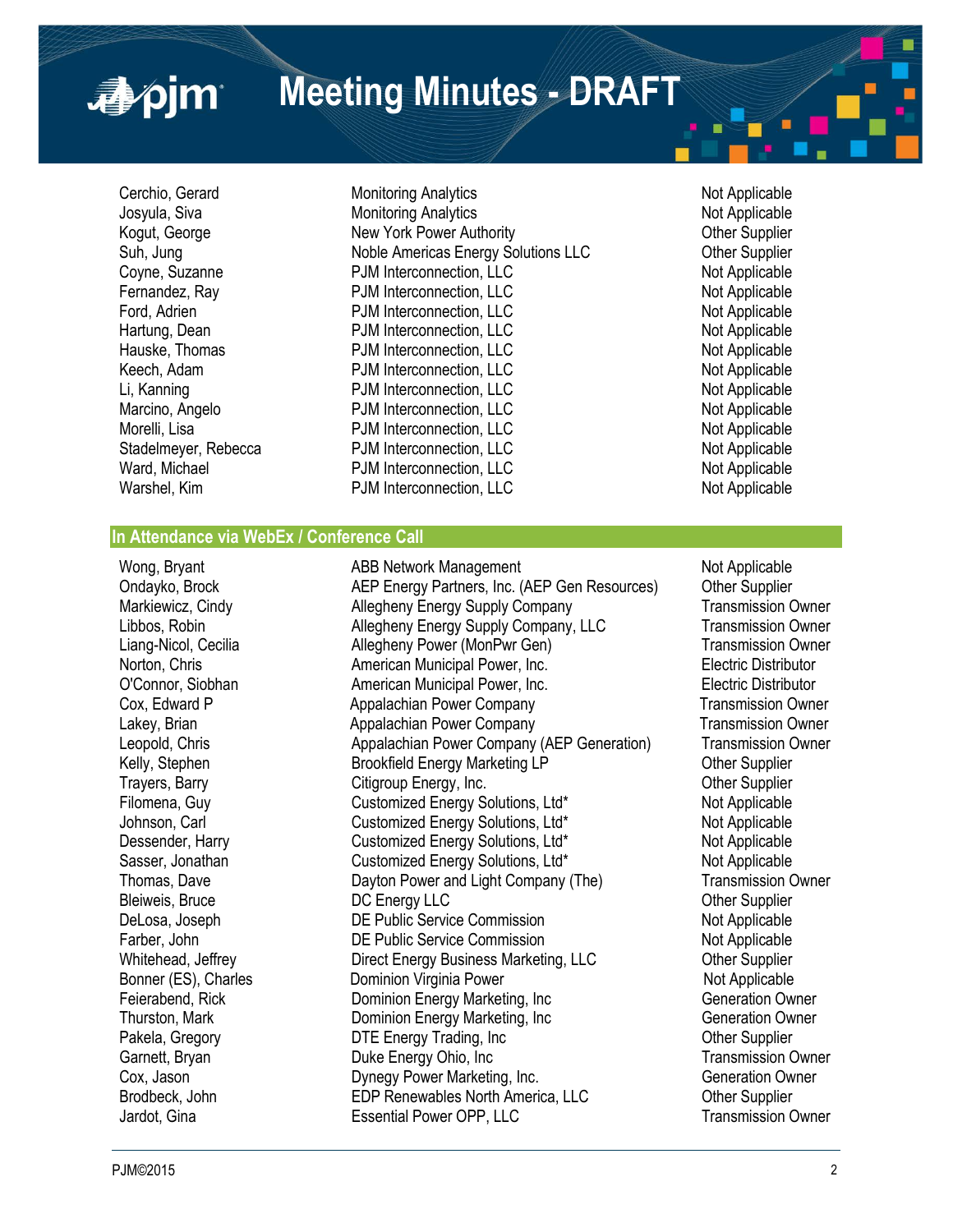| | | |
|---|---|---|
| Cerchio, Gerard | Monitoring Analytics | Not Applicable |
| Josyula, Siva | Monitoring Analytics | Not Applicable |
| Kogut, George | New York Power Authority | Other Supplier |
| Suh, Jung | Noble Americas Energy Solutions LLC | Other Supplier |
| Coyne, Suzanne | PJM Interconnection, LLC | Not Applicable |
| Fernandez, Ray | PJM Interconnection, LLC | Not Applicable |
| Ford, Adrien | PJM Interconnection, LLC | Not Applicable |
| Hartung, Dean | PJM Interconnection, LLC | Not Applicable |
| Hauske, Thomas | PJM Interconnection, LLC | Not Applicable |
| Keech, Adam | PJM Interconnection, LLC | Not Applicable |
| Li, Kanning | PJM Interconnection, LLC | Not Applicable |
| Marcino, Angelo | PJM Interconnection, LLC | Not Applicable |
| Morelli, Lisa | PJM Interconnection, LLC | Not Applicable |
| Stadelmeyer, Rebecca | PJM Interconnection, LLC | Not Applicable |
| Ward, Michael | PJM Interconnection, LLC | Not Applicable |
| Warshel, Kim | PJM Interconnection, LLC | Not Applicable |

## In Attendance via WebEx / Conference Call

| | | |
|---|---|---|
| Wong, Bryant | ABB Network Management | Not Applicable |
| Ondayko, Brock | AEP Energy Partners, Inc. (AEP Gen Resources) | Other Supplier |
| Markiewicz, Cindy | Allegheny Energy Supply Company | Transmission Owner |
| Libbos, Robin | Allegheny Energy Supply Company, LLC | Transmission Owner |
| Liang-Nicol, Cecilia | Allegheny Power (MonPwr Gen) | Transmission Owner |
| Norton, Chris | American Municipal Power, Inc. | Electric Distributor |
| O'Connor, Siobhan | American Municipal Power, Inc. | Electric Distributor |
| Cox, Edward P | Appalachian Power Company | Transmission Owner |
| Lakey, Brian | Appalachian Power Company | Transmission Owner |
| Leopold, Chris | Appalachian Power Company (AEP Generation) | Transmission Owner |
| Kelly, Stephen | Brookfield Energy Marketing LP | Other Supplier |
| Trayers, Barry | Citigroup Energy, Inc. | Other Supplier |
| Filomena, Guy | Customized Energy Solutions, Ltd* | Not Applicable |
| Johnson, Carl | Customized Energy Solutions, Ltd* | Not Applicable |
| Dessender, Harry | Customized Energy Solutions, Ltd* | Not Applicable |
| Sasser, Jonathan | Customized Energy Solutions, Ltd* | Not Applicable |
| Thomas, Dave | Dayton Power and Light Company (The) | Transmission Owner |
| Bleiweis, Bruce | DC Energy LLC | Other Supplier |
| DeLosa, Joseph | DE Public Service Commission | Not Applicable |
| Farber, John | DE Public Service Commission | Not Applicable |
| Whitehead, Jeffrey | Direct Energy Business Marketing, LLC | Other Supplier |
| Bonner (ES), Charles | Dominion Virginia Power | Not Applicable |
| Feierabend, Rick | Dominion Energy Marketing, Inc | Generation Owner |
| Thurston, Mark | Dominion Energy Marketing, Inc | Generation Owner |
| Pakela, Gregory | DTE Energy Trading, Inc | Other Supplier |
| Garnett, Bryan | Duke Energy Ohio, Inc | Transmission Owner |
| Cox, Jason | Dynegy Power Marketing, Inc. | Generation Owner |
| Brodbeck, John | EDP Renewables North America, LLC | Other Supplier |
| Jardot, Gina | Essential Power OPP, LLC | Transmission Owner |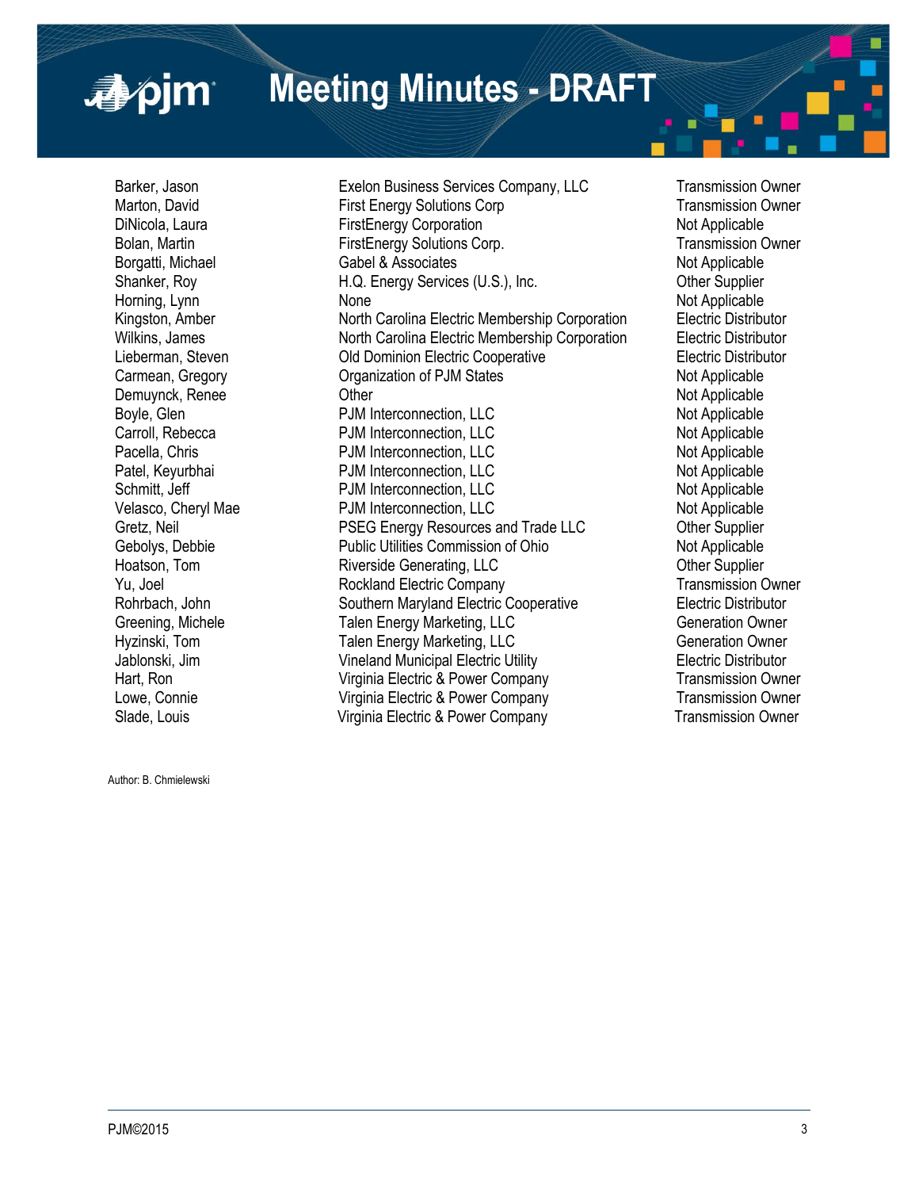| | | |
|---|---|---|
| Barker, Jason | Exelon Business Services Company, LLC | Transmission Owner |
| Marton, David | First Energy Solutions Corp | Transmission Owner |
| DiNicola, Laura | FirstEnergy Corporation | Not Applicable |
| Bolan, Martin | FirstEnergy Solutions Corp. | Transmission Owner |
| Borgatti, Michael | Gabel & Associates | Not Applicable |
| Shanker, Roy | H.Q. Energy Services (U.S.), Inc. | Other Supplier |
| Horning, Lynn | None | Not Applicable |
| Kingston, Amber | North Carolina Electric Membership Corporation | Electric Distributor |
| Wilkins, James | North Carolina Electric Membership Corporation | Electric Distributor |
| Lieberman, Steven | Old Dominion Electric Cooperative | Electric Distributor |
| Carmean, Gregory | Organization of PJM States | Not Applicable |
| Demuynck, Renee | Other | Not Applicable |
| Boyle, Glen | PJM Interconnection, LLC | Not Applicable |
| Carroll, Rebecca | PJM Interconnection, LLC | Not Applicable |
| Pacella, Chris | PJM Interconnection, LLC | Not Applicable |
| Patel, Keyurbhai | PJM Interconnection, LLC | Not Applicable |
| Schmitt, Jeff | PJM Interconnection, LLC | Not Applicable |
| Velasco, Cheryl Mae | PJM Interconnection, LLC | Not Applicable |
| Gretz, Neil | PSEG Energy Resources and Trade LLC | Other Supplier |
| Gebolys, Debbie | Public Utilities Commission of Ohio | Not Applicable |
| Hoatson, Tom | Riverside Generating, LLC | Other Supplier |
| Yu, Joel | Rockland Electric Company | Transmission Owner |
| Rohrbach, John | Southern Maryland Electric Cooperative | Electric Distributor |
| Greening, Michele | Talen Energy Marketing, LLC | Generation Owner |
| Hyzinski, Tom | Talen Energy Marketing, LLC | Generation Owner |
| Jablonski, Jim | Vineland Municipal Electric Utility | Electric Distributor |
| Hart, Ron | Virginia Electric & Power Company | Transmission Owner |
| Lowe, Connie | Virginia Electric & Power Company | Transmission Owner |
| Slade, Louis | Virginia Electric & Power Company | Transmission Owner |

Author: B. Chmielewski